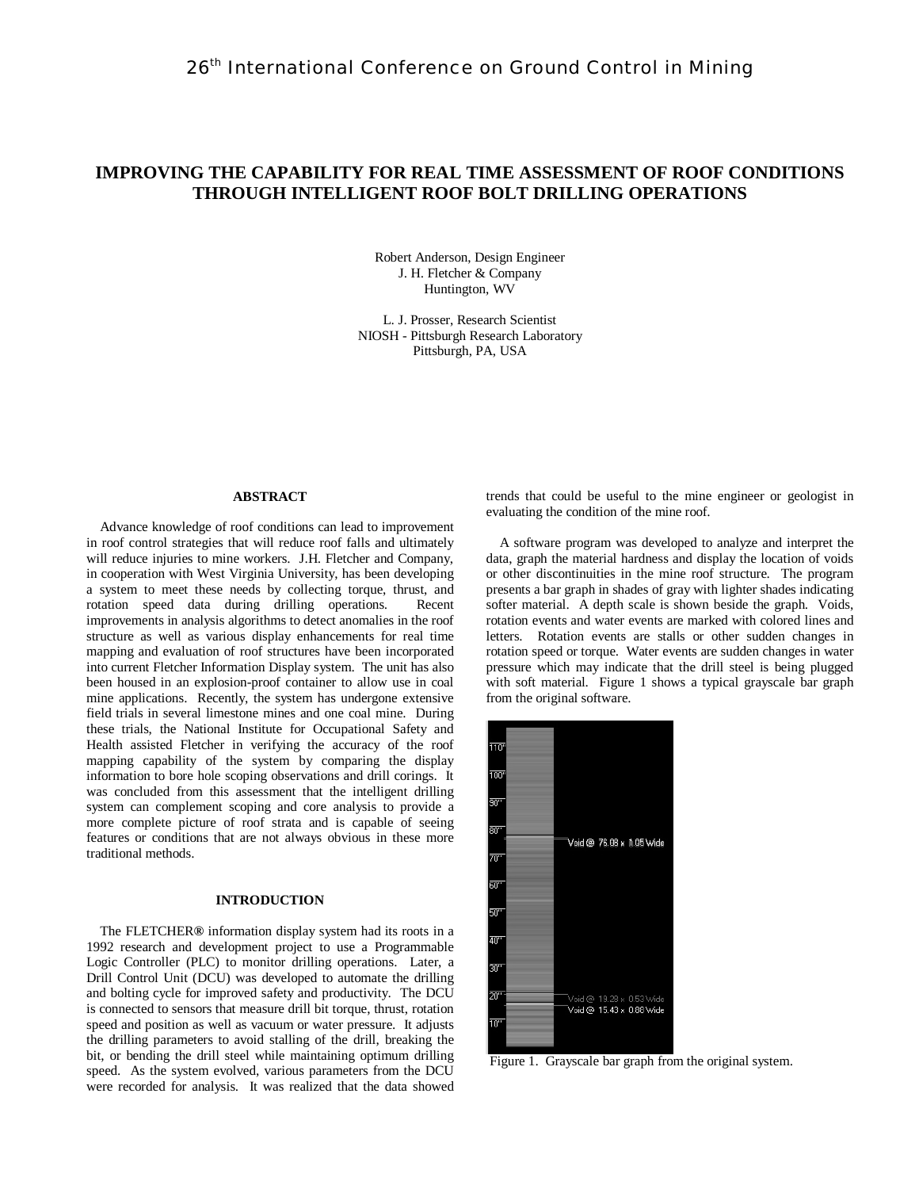# IMPROVING THE CAPABILITY FOR REAL TIME ASSESSMENT OF ROOF CONDITIONS THROUGH INTELLIGENT ROOF BOLT DRILLING OPERATIONS

Robert Anderson, Design Engineer
J. H. Fletcher & Company
Huntington, WV

L. J. Prosser, Research Scientist
NIOSH - Pittsburgh Research Laboratory
Pittsburgh, PA, USA

## ABSTRACT

Advance knowledge of roof conditions can lead to improvement in roof control strategies that will reduce roof falls and ultimately will reduce injuries to mine workers. J.H. Fletcher and Company, in cooperation with West Virginia University, has been developing a system to meet these needs by collecting torque, thrust, and rotation speed data during drilling operations. Recent improvements in analysis algorithms to detect anomalies in the roof structure as well as various display enhancements for real time mapping and evaluation of roof structures have been incorporated into current Fletcher Information Display system. The unit has also been housed in an explosion-proof container to allow use in coal mine applications. Recently, the system has undergone extensive field trials in several limestone mines and one coal mine. During these trials, the National Institute for Occupational Safety and Health assisted Fletcher in verifying the accuracy of the roof mapping capability of the system by comparing the display information to bore hole scoping observations and drill corings. It was concluded from this assessment that the intelligent drilling system can complement scoping and core analysis to provide a more complete picture of roof strata and is capable of seeing features or conditions that are not always obvious in these more traditional methods.

## INTRODUCTION

The FLETCHER® information display system had its roots in a 1992 research and development project to use a Programmable Logic Controller (PLC) to monitor drilling operations. Later, a Drill Control Unit (DCU) was developed to automate the drilling and bolting cycle for improved safety and productivity. The DCU is connected to sensors that measure drill bit torque, thrust, rotation speed and position as well as vacuum or water pressure. It adjusts the drilling parameters to avoid stalling of the drill, breaking the bit, or bending the drill steel while maintaining optimum drilling speed. As the system evolved, various parameters from the DCU were recorded for analysis. It was realized that the data showed trends that could be useful to the mine engineer or geologist in evaluating the condition of the mine roof.

A software program was developed to analyze and interpret the data, graph the material hardness and display the location of voids or other discontinuities in the mine roof structure. The program presents a bar graph in shades of gray with lighter shades indicating softer material. A depth scale is shown beside the graph. Voids, rotation events and water events are marked with colored lines and letters. Rotation events are stalls or other sudden changes in rotation speed or torque. Water events are sudden changes in water pressure which may indicate that the drill steel is being plugged with soft material. Figure 1 shows a typical grayscale bar graph from the original software.

Figure 1. Grayscale bar graph from the original system.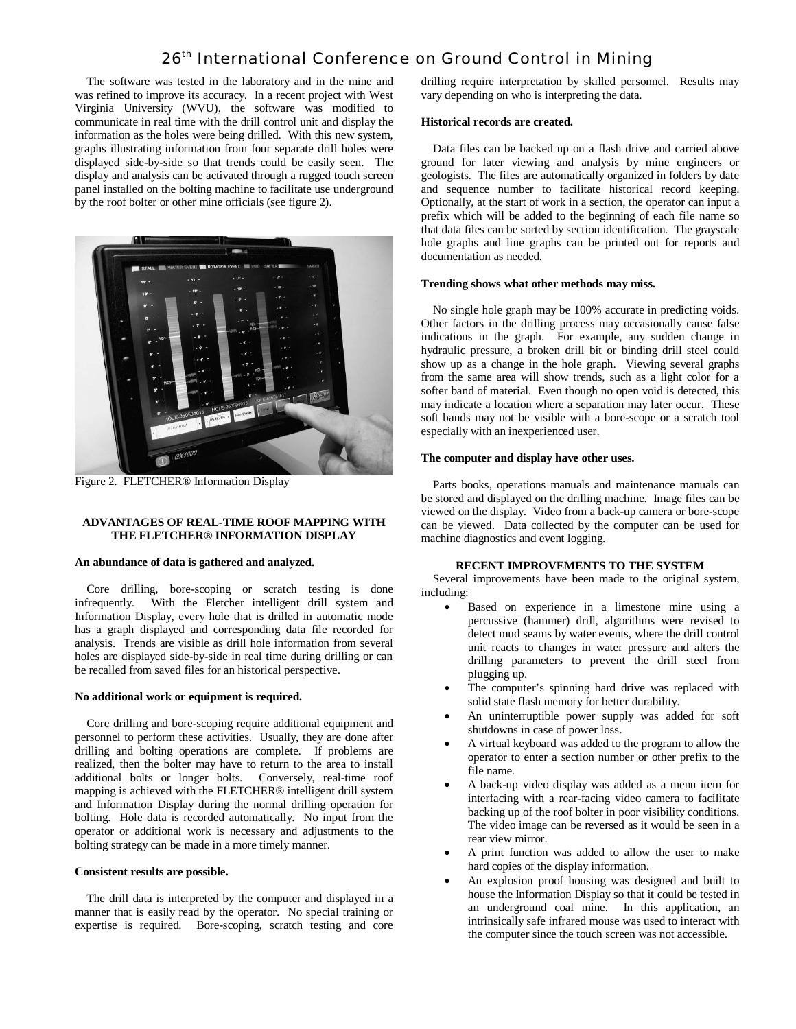The software was tested in the laboratory and in the mine and was refined to improve its accuracy. In a recent project with West Virginia University (WVU), the software was modified to communicate in real time with the drill control unit and display the information as the holes were being drilled. With this new system, graphs illustrating information from four separate drill holes were displayed side-by-side so that trends could be easily seen. The display and analysis can be activated through a rugged touch screen panel installed on the bolting machine to facilitate use underground by the roof bolter or other mine officials (see figure 2).

Figure 2. FLETCHER® Information Display

## ADVANTAGES OF REAL-TIME ROOF MAPPING WITH THE FLETCHER® INFORMATION DISPLAY

### An abundance of data is gathered and analyzed.

Core drilling, bore-scoping or scratch testing is done infrequently. With the Fletcher intelligent drill system and Information Display, every hole that is drilled in automatic mode has a graph displayed and corresponding data file recorded for analysis. Trends are visible as drill hole information from several holes are displayed side-by-side in real time during drilling or can be recalled from saved files for an historical perspective.

### No additional work or equipment is required.

Core drilling and bore-scoping require additional equipment and personnel to perform these activities. Usually, they are done after drilling and bolting operations are complete. If problems are realized, then the bolter may have to return to the area to install additional bolts or longer bolts. Conversely, real-time roof mapping is achieved with the FLETCHER® intelligent drill system and Information Display during the normal drilling operation for bolting. Hole data is recorded automatically. No input from the operator or additional work is necessary and adjustments to the bolting strategy can be made in a more timely manner.

### Consistent results are possible.

The drill data is interpreted by the computer and displayed in a manner that is easily read by the operator. No special training or expertise is required. Bore-scoping, scratch testing and core drilling require interpretation by skilled personnel. Results may vary depending on who is interpreting the data.

### Historical records are created.

Data files can be backed up on a flash drive and carried above ground for later viewing and analysis by mine engineers or geologists. The files are automatically organized in folders by date and sequence number to facilitate historical record keeping. Optionally, at the start of work in a section, the operator can input a prefix which will be added to the beginning of each file name so that data files can be sorted by section identification. The grayscale hole graphs and line graphs can be printed out for reports and documentation as needed.

### Trending shows what other methods may miss.

No single hole graph may be 100% accurate in predicting voids. Other factors in the drilling process may occasionally cause false indications in the graph. For example, any sudden change in hydraulic pressure, a broken drill bit or binding drill steel could show up as a change in the hole graph. Viewing several graphs from the same area will show trends, such as a light color for a softer band of material. Even though no open void is detected, this may indicate a location where a separation may later occur. These soft bands may not be visible with a bore-scope or a scratch tool especially with an inexperienced user.

### The computer and display have other uses.

Parts books, operations manuals and maintenance manuals can be stored and displayed on the drilling machine. Image files can be viewed on the display. Video from a back-up camera or bore-scope can be viewed. Data collected by the computer can be used for machine diagnostics and event logging.

## RECENT IMPROVEMENTS TO THE SYSTEM

Several improvements have been made to the original system, including:

- Based on experience in a limestone mine using a percussive (hammer) drill, algorithms were revised to detect mud seams by water events, where the drill control unit reacts to changes in water pressure and alters the drilling parameters to prevent the drill steel from plugging up.
- The computer's spinning hard drive was replaced with solid state flash memory for better durability.
- An uninterruptible power supply was added for soft shutdowns in case of power loss.
- A virtual keyboard was added to the program to allow the operator to enter a section number or other prefix to the file name.
- A back-up video display was added as a menu item for interfacing with a rear-facing video camera to facilitate backing up of the roof bolter in poor visibility conditions. The video image can be reversed as it would be seen in a rear view mirror.
- A print function was added to allow the user to make hard copies of the display information.
- An explosion proof housing was designed and built to house the Information Display so that it could be tested in an underground coal mine. In this application, an intrinsically safe infrared mouse was used to interact with the computer since the touch screen was not accessible.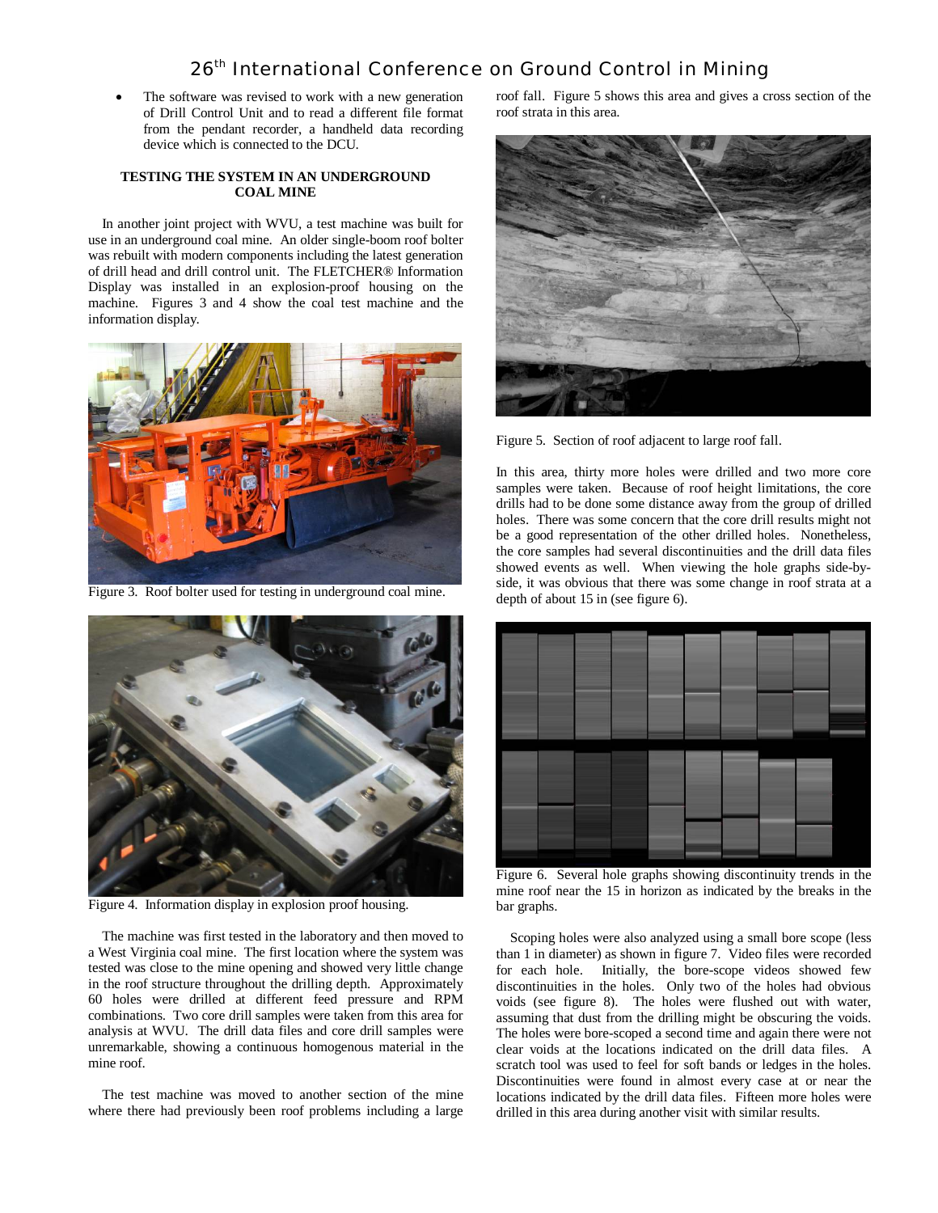- The software was revised to work with a new generation of Drill Control Unit and to read a different file format from the pendant recorder, a handheld data recording device which is connected to the DCU.

## TESTING THE SYSTEM IN AN UNDERGROUND COAL MINE

In another joint project with WVU, a test machine was built for use in an underground coal mine. An older single-boom roof bolter was rebuilt with modern components including the latest generation of drill head and drill control unit. The FLETCHER® Information Display was installed in an explosion-proof housing on the machine. Figures 3 and 4 show the coal test machine and the information display.

Figure 3. Roof bolter used for testing in underground coal mine.

Figure 4. Information display in explosion proof housing.

The machine was first tested in the laboratory and then moved to a West Virginia coal mine. The first location where the system was tested was close to the mine opening and showed very little change in the roof structure throughout the drilling depth. Approximately 60 holes were drilled at different feed pressure and RPM combinations. Two core drill samples were taken from this area for analysis at WVU. The drill data files and core drill samples were unremarkable, showing a continuous homogenous material in the mine roof.

The test machine was moved to another section of the mine where there had previously been roof problems including a large roof fall. Figure 5 shows this area and gives a cross section of the roof strata in this area.

Figure 5. Section of roof adjacent to large roof fall.

In this area, thirty more holes were drilled and two more core samples were taken. Because of roof height limitations, the core drills had to be done some distance away from the group of drilled holes. There was some concern that the core drill results might not be a good representation of the other drilled holes. Nonetheless, the core samples had several discontinuities and the drill data files showed events as well. When viewing the hole graphs side-by-side, it was obvious that there was some change in roof strata at a depth of about 15 in (see figure 6).

Figure 6. Several hole graphs showing discontinuity trends in the mine roof near the 15 in horizon as indicated by the breaks in the bar graphs.

Scoping holes were also analyzed using a small bore scope (less than 1 in diameter) as shown in figure 7. Video files were recorded for each hole. Initially, the bore-scope videos showed few discontinuities in the holes. Only two of the holes had obvious voids (see figure 8). The holes were flushed out with water, assuming that dust from the drilling might be obscuring the voids. The holes were bore-scoped a second time and again there were not clear voids at the locations indicated on the drill data files. A scratch tool was used to feel for soft bands or ledges in the holes. Discontinuities were found in almost every case at or near the locations indicated by the drill data files. Fifteen more holes were drilled in this area during another visit with similar results.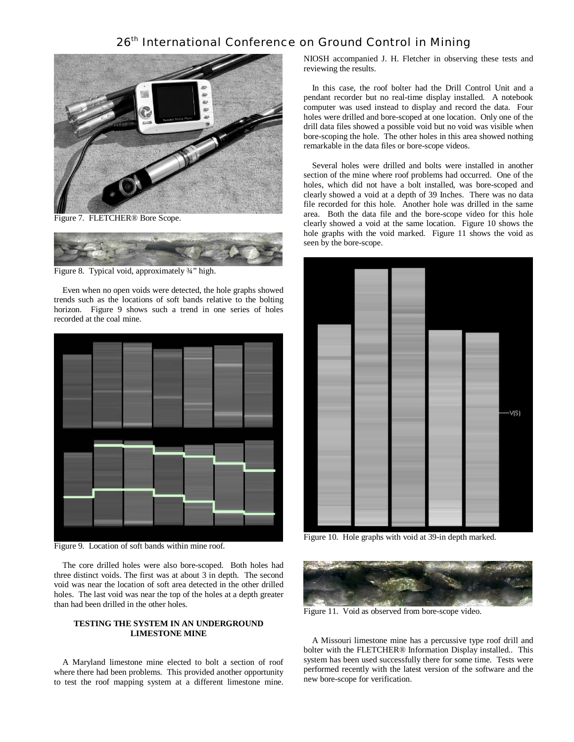Figure 7. FLETCHER® Bore Scope.

Figure 8. Typical void, approximately ¾" high.

Even when no open voids were detected, the hole graphs showed trends such as the locations of soft bands relative to the bolting horizon. Figure 9 shows such a trend in one series of holes recorded at the coal mine.

Figure 9. Location of soft bands within mine roof.

The core drilled holes were also bore-scoped. Both holes had three distinct voids. The first was at about 3 in depth. The second void was near the location of soft area detected in the other drilled holes. The last void was near the top of the holes at a depth greater than had been drilled in the other holes.

### TESTING THE SYSTEM IN AN UNDERGROUND LIMESTONE MINE

A Maryland limestone mine elected to bolt a section of roof where there had been problems. This provided another opportunity to test the roof mapping system at a different limestone mine. NIOSH accompanied J. H. Fletcher in observing these tests and reviewing the results.

In this case, the roof bolter had the Drill Control Unit and a pendant recorder but no real-time display installed. A notebook computer was used instead to display and record the data. Four holes were drilled and bore-scoped at one location. Only one of the drill data files showed a possible void but no void was visible when bore-scoping the hole. The other holes in this area showed nothing remarkable in the data files or bore-scope videos.

Several holes were drilled and bolts were installed in another section of the mine where roof problems had occurred. One of the holes, which did not have a bolt installed, was bore-scoped and clearly showed a void at a depth of 39 Inches. There was no data file recorded for this hole. Another hole was drilled in the same area. Both the data file and the bore-scope video for this hole clearly showed a void at the same location. Figure 10 shows the hole graphs with the void marked. Figure 11 shows the void as seen by the bore-scope.

Figure 10. Hole graphs with void at 39-in depth marked.

Figure 11. Void as observed from bore-scope video.

A Missouri limestone mine has a percussive type roof drill and bolter with the FLETCHER® Information Display installed.. This system has been used successfully there for some time. Tests were performed recently with the latest version of the software and the new bore-scope for verification.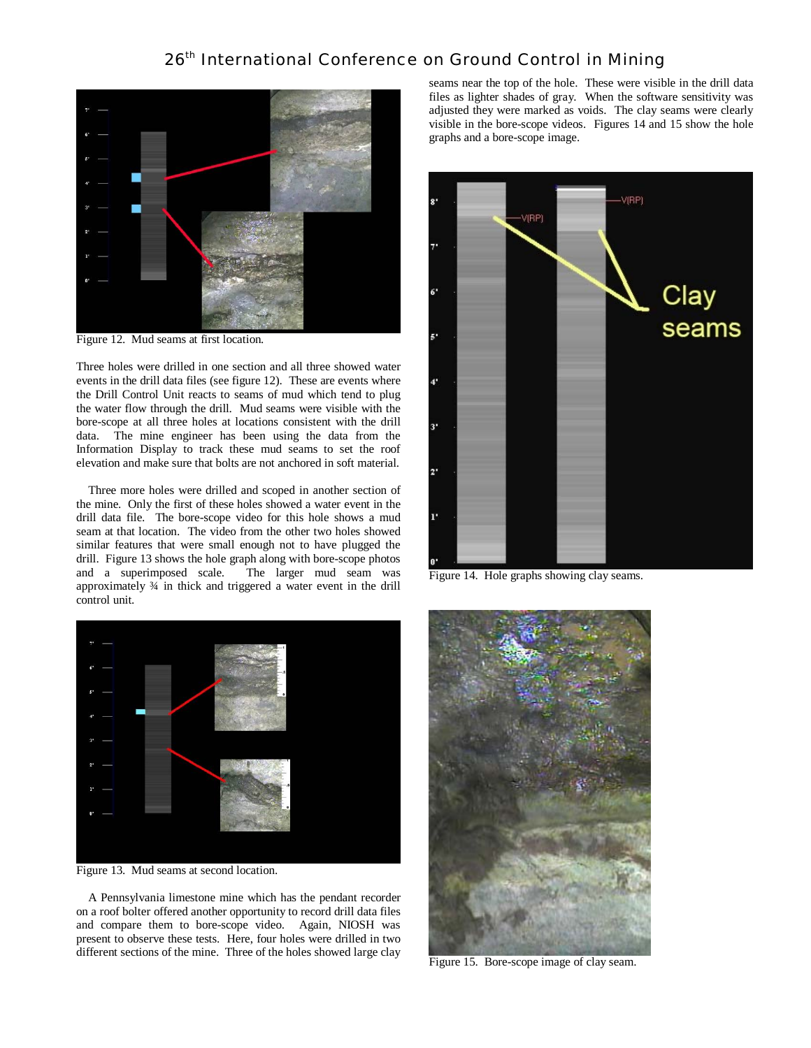Figure 12. Mud seams at first location.

Three holes were drilled in one section and all three showed water events in the drill data files (see figure 12). These are events where the Drill Control Unit reacts to seams of mud which tend to plug the water flow through the drill. Mud seams were visible with the bore-scope at all three holes at locations consistent with the drill data. The mine engineer has been using the data from the Information Display to track these mud seams to set the roof elevation and make sure that bolts are not anchored in soft material.

Three more holes were drilled and scoped in another section of the mine. Only the first of these holes showed a water event in the drill data file. The bore-scope video for this hole shows a mud seam at that location. The video from the other two holes showed similar features that were small enough not to have plugged the drill. Figure 13 shows the hole graph along with bore-scope photos and a superimposed scale. The larger mud seam was approximately ¾ in thick and triggered a water event in the drill control unit.

Figure 13. Mud seams at second location.

A Pennsylvania limestone mine which has the pendant recorder on a roof bolter offered another opportunity to record drill data files and compare them to bore-scope video. Again, NIOSH was present to observe these tests. Here, four holes were drilled in two different sections of the mine. Three of the holes showed large clay seams near the top of the hole. These were visible in the drill data files as lighter shades of gray. When the software sensitivity was adjusted they were marked as voids. The clay seams were clearly visible in the bore-scope videos. Figures 14 and 15 show the hole graphs and a bore-scope image.

Figure 14. Hole graphs showing clay seams.

Figure 15. Bore-scope image of clay seam.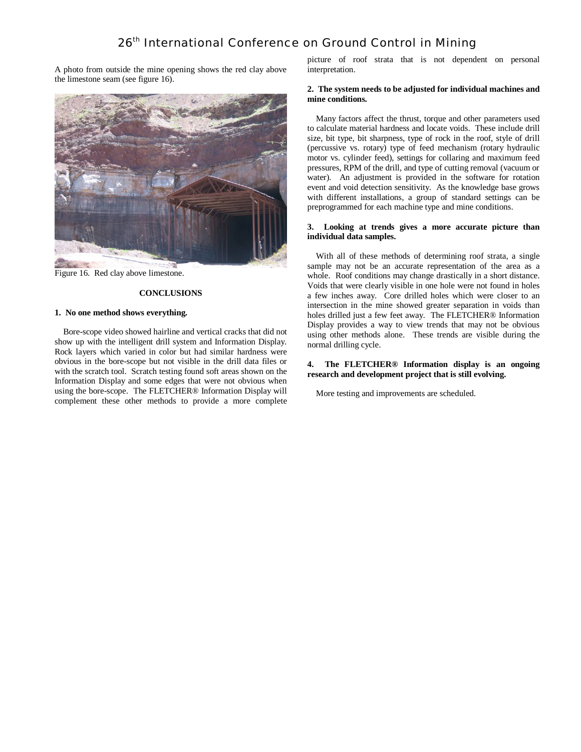A photo from outside the mine opening shows the red clay above the limestone seam (see figure 16).

Figure 16. Red clay above limestone.

## CONCLUSIONS

**1. No one method shows everything.**

Bore-scope video showed hairline and vertical cracks that did not show up with the intelligent drill system and Information Display. Rock layers which varied in color but had similar hardness were obvious in the bore-scope but not visible in the drill data files or with the scratch tool. Scratch testing found soft areas shown on the Information Display and some edges that were not obvious when using the bore-scope. The FLETCHER® Information Display will complement these other methods to provide a more complete picture of roof strata that is not dependent on personal interpretation.

**2. The system needs to be adjusted for individual machines and mine conditions.**

Many factors affect the thrust, torque and other parameters used to calculate material hardness and locate voids. These include drill size, bit type, bit sharpness, type of rock in the roof, style of drill (percussive vs. rotary) type of feed mechanism (rotary hydraulic motor vs. cylinder feed), settings for collaring and maximum feed pressures, RPM of the drill, and type of cutting removal (vacuum or water). An adjustment is provided in the software for rotation event and void detection sensitivity. As the knowledge base grows with different installations, a group of standard settings can be preprogrammed for each machine type and mine conditions.

**3. Looking at trends gives a more accurate picture than individual data samples.**

With all of these methods of determining roof strata, a single sample may not be an accurate representation of the area as a whole. Roof conditions may change drastically in a short distance. Voids that were clearly visible in one hole were not found in holes a few inches away. Core drilled holes which were closer to an intersection in the mine showed greater separation in voids than holes drilled just a few feet away. The FLETCHER® Information Display provides a way to view trends that may not be obvious using other methods alone. These trends are visible during the normal drilling cycle.

**4. The FLETCHER® Information display is an ongoing research and development project that is still evolving.**

More testing and improvements are scheduled.